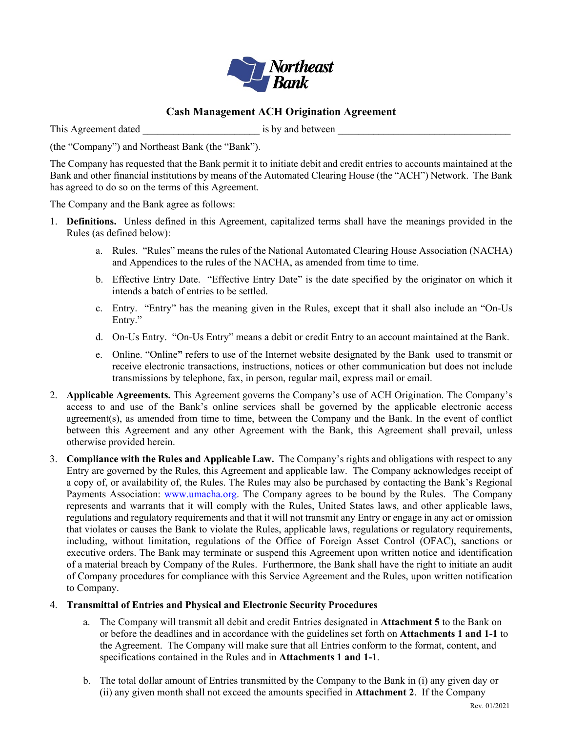# Cash Management ACH Origination Agreement

This Agreement dated ______________________ is by and between _________________________________ (the "Company") and Northeast Bank (the "Bank").

The Company has requested that the Bank permit it to initiate debit and credit entries to accounts maintained at the Bank and other financial institutions by means of the Automated Clearing House (the "ACH") Network. The Bank has agreed to do so on the terms of this Agreement.

The Company and the Bank agree as follows:

1. **Definitions.** Unless defined in this Agreement, capitalized terms shall have the meanings provided in the Rules (as defined below):
   a. Rules. "Rules" means the rules of the National Automated Clearing House Association (NACHA) and Appendices to the rules of the NACHA, as amended from time to time.
   b. Effective Entry Date. "Effective Entry Date" is the date specified by the originator on which it intends a batch of entries to be settled.
   c. Entry. "Entry" has the meaning given in the Rules, except that it shall also include an "On-Us Entry."
   d. On-Us Entry. "On-Us Entry" means a debit or credit Entry to an account maintained at the Bank.
   e. Online. "Online**"** refers to use of the Internet website designated by the Bank used to transmit or receive electronic transactions, instructions, notices or other communication but does not include transmissions by telephone, fax, in person, regular mail, express mail or email.
2. **Applicable Agreements.** This Agreement governs the Company's use of ACH Origination. The Company's access to and use of the Bank's online services shall be governed by the applicable electronic access agreement(s), as amended from time to time, between the Company and the Bank. In the event of conflict between this Agreement and any other Agreement with the Bank, this Agreement shall prevail, unless otherwise provided herein.
3. **Compliance with the Rules and Applicable Law.** The Company's rights and obligations with respect to any Entry are governed by the Rules, this Agreement and applicable law. The Company acknowledges receipt of a copy of, or availability of, the Rules. The Rules may also be purchased by contacting the Bank's Regional Payments Association: www.umacha.org. The Company agrees to be bound by the Rules. The Company represents and warrants that it will comply with the Rules, United States laws, and other applicable laws, regulations and regulatory requirements and that it will not transmit any Entry or engage in any act or omission that violates or causes the Bank to violate the Rules, applicable laws, regulations or regulatory requirements, including, without limitation, regulations of the Office of Foreign Asset Control (OFAC), sanctions or executive orders. The Bank may terminate or suspend this Agreement upon written notice and identification of a material breach by Company of the Rules. Furthermore, the Bank shall have the right to initiate an audit of Company procedures for compliance with this Service Agreement and the Rules, upon written notification to Company.
4. **Transmittal of Entries and Physical and Electronic Security Procedures**
   a. The Company will transmit all debit and credit Entries designated in **Attachment 5** to the Bank on or before the deadlines and in accordance with the guidelines set forth on **Attachments 1 and 1-1** to the Agreement. The Company will make sure that all Entries conform to the format, content, and specifications contained in the Rules and in **Attachments 1 and 1-1**.
   b. The total dollar amount of Entries transmitted by the Company to the Bank in (i) any given day or (ii) any given month shall not exceed the amounts specified in **Attachment 2**. If the Company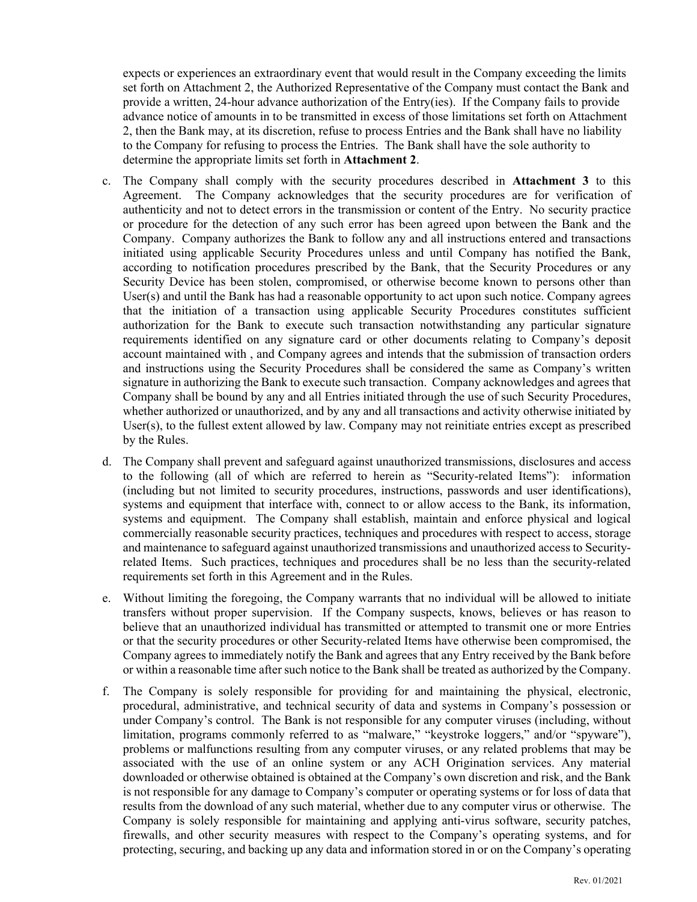expects or experiences an extraordinary event that would result in the Company exceeding the limits set forth on Attachment 2, the Authorized Representative of the Company must contact the Bank and provide a written, 24-hour advance authorization of the Entry(ies). If the Company fails to provide advance notice of amounts in to be transmitted in excess of those limitations set forth on Attachment 2, then the Bank may, at its discretion, refuse to process Entries and the Bank shall have no liability to the Company for refusing to process the Entries. The Bank shall have the sole authority to determine the appropriate limits set forth in **Attachment 2**.

c. The Company shall comply with the security procedures described in **Attachment 3** to this Agreement. The Company acknowledges that the security procedures are for verification of authenticity and not to detect errors in the transmission or content of the Entry. No security practice or procedure for the detection of any such error has been agreed upon between the Bank and the Company. Company authorizes the Bank to follow any and all instructions entered and transactions initiated using applicable Security Procedures unless and until Company has notified the Bank, according to notification procedures prescribed by the Bank, that the Security Procedures or any Security Device has been stolen, compromised, or otherwise become known to persons other than User(s) and until the Bank has had a reasonable opportunity to act upon such notice. Company agrees that the initiation of a transaction using applicable Security Procedures constitutes sufficient authorization for the Bank to execute such transaction notwithstanding any particular signature requirements identified on any signature card or other documents relating to Company's deposit account maintained with , and Company agrees and intends that the submission of transaction orders and instructions using the Security Procedures shall be considered the same as Company's written signature in authorizing the Bank to execute such transaction. Company acknowledges and agrees that Company shall be bound by any and all Entries initiated through the use of such Security Procedures, whether authorized or unauthorized, and by any and all transactions and activity otherwise initiated by User(s), to the fullest extent allowed by law. Company may not reinitiate entries except as prescribed by the Rules.

d. The Company shall prevent and safeguard against unauthorized transmissions, disclosures and access to the following (all of which are referred to herein as "Security-related Items"): information (including but not limited to security procedures, instructions, passwords and user identifications), systems and equipment that interface with, connect to or allow access to the Bank, its information, systems and equipment. The Company shall establish, maintain and enforce physical and logical commercially reasonable security practices, techniques and procedures with respect to access, storage and maintenance to safeguard against unauthorized transmissions and unauthorized access to Security-related Items. Such practices, techniques and procedures shall be no less than the security-related requirements set forth in this Agreement and in the Rules.

e. Without limiting the foregoing, the Company warrants that no individual will be allowed to initiate transfers without proper supervision. If the Company suspects, knows, believes or has reason to believe that an unauthorized individual has transmitted or attempted to transmit one or more Entries or that the security procedures or other Security-related Items have otherwise been compromised, the Company agrees to immediately notify the Bank and agrees that any Entry received by the Bank before or within a reasonable time after such notice to the Bank shall be treated as authorized by the Company.

f. The Company is solely responsible for providing for and maintaining the physical, electronic, procedural, administrative, and technical security of data and systems in Company's possession or under Company's control. The Bank is not responsible for any computer viruses (including, without limitation, programs commonly referred to as "malware," "keystroke loggers," and/or "spyware"), problems or malfunctions resulting from any computer viruses, or any related problems that may be associated with the use of an online system or any ACH Origination services. Any material downloaded or otherwise obtained is obtained at the Company's own discretion and risk, and the Bank is not responsible for any damage to Company's computer or operating systems or for loss of data that results from the download of any such material, whether due to any computer virus or otherwise. The Company is solely responsible for maintaining and applying anti-virus software, security patches, firewalls, and other security measures with respect to the Company's operating systems, and for protecting, securing, and backing up any data and information stored in or on the Company's operating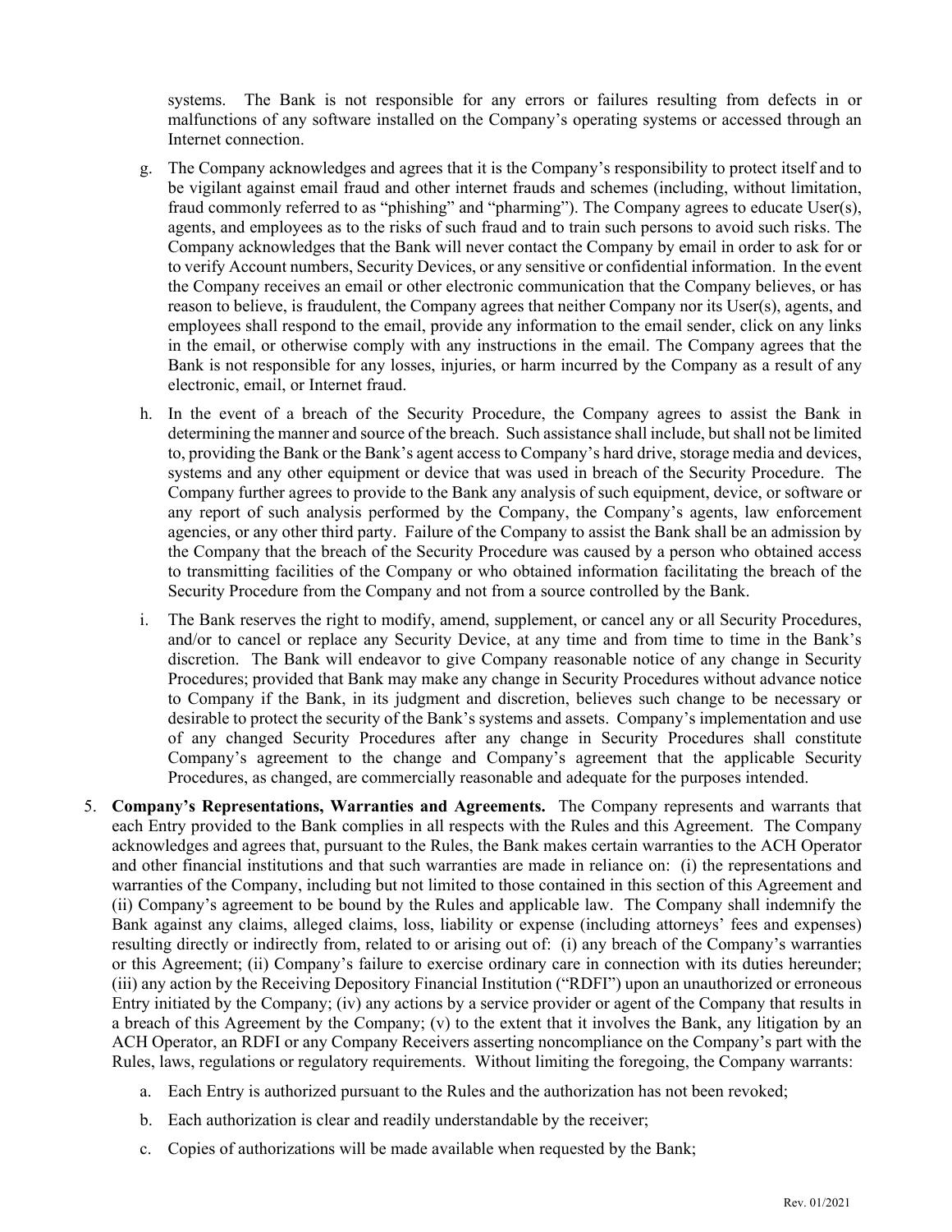systems. The Bank is not responsible for any errors or failures resulting from defects in or malfunctions of any software installed on the Company's operating systems or accessed through an Internet connection.

g. The Company acknowledges and agrees that it is the Company's responsibility to protect itself and to be vigilant against email fraud and other internet frauds and schemes (including, without limitation, fraud commonly referred to as "phishing" and "pharming"). The Company agrees to educate User(s), agents, and employees as to the risks of such fraud and to train such persons to avoid such risks. The Company acknowledges that the Bank will never contact the Company by email in order to ask for or to verify Account numbers, Security Devices, or any sensitive or confidential information. In the event the Company receives an email or other electronic communication that the Company believes, or has reason to believe, is fraudulent, the Company agrees that neither Company nor its User(s), agents, and employees shall respond to the email, provide any information to the email sender, click on any links in the email, or otherwise comply with any instructions in the email. The Company agrees that the Bank is not responsible for any losses, injuries, or harm incurred by the Company as a result of any electronic, email, or Internet fraud.

h. In the event of a breach of the Security Procedure, the Company agrees to assist the Bank in determining the manner and source of the breach. Such assistance shall include, but shall not be limited to, providing the Bank or the Bank's agent access to Company's hard drive, storage media and devices, systems and any other equipment or device that was used in breach of the Security Procedure. The Company further agrees to provide to the Bank any analysis of such equipment, device, or software or any report of such analysis performed by the Company, the Company's agents, law enforcement agencies, or any other third party. Failure of the Company to assist the Bank shall be an admission by the Company that the breach of the Security Procedure was caused by a person who obtained access to transmitting facilities of the Company or who obtained information facilitating the breach of the Security Procedure from the Company and not from a source controlled by the Bank.

i. The Bank reserves the right to modify, amend, supplement, or cancel any or all Security Procedures, and/or to cancel or replace any Security Device, at any time and from time to time in the Bank's discretion. The Bank will endeavor to give Company reasonable notice of any change in Security Procedures; provided that Bank may make any change in Security Procedures without advance notice to Company if the Bank, in its judgment and discretion, believes such change to be necessary or desirable to protect the security of the Bank's systems and assets. Company's implementation and use of any changed Security Procedures after any change in Security Procedures shall constitute Company's agreement to the change and Company's agreement that the applicable Security Procedures, as changed, are commercially reasonable and adequate for the purposes intended.

5. **Company's Representations, Warranties and Agreements.** The Company represents and warrants that each Entry provided to the Bank complies in all respects with the Rules and this Agreement. The Company acknowledges and agrees that, pursuant to the Rules, the Bank makes certain warranties to the ACH Operator and other financial institutions and that such warranties are made in reliance on: (i) the representations and warranties of the Company, including but not limited to those contained in this section of this Agreement and (ii) Company's agreement to be bound by the Rules and applicable law. The Company shall indemnify the Bank against any claims, alleged claims, loss, liability or expense (including attorneys' fees and expenses) resulting directly or indirectly from, related to or arising out of: (i) any breach of the Company's warranties or this Agreement; (ii) Company's failure to exercise ordinary care in connection with its duties hereunder; (iii) any action by the Receiving Depository Financial Institution ("RDFI") upon an unauthorized or erroneous Entry initiated by the Company; (iv) any actions by a service provider or agent of the Company that results in a breach of this Agreement by the Company; (v) to the extent that it involves the Bank, any litigation by an ACH Operator, an RDFI or any Company Receivers asserting noncompliance on the Company's part with the Rules, laws, regulations or regulatory requirements. Without limiting the foregoing, the Company warrants:

   a. Each Entry is authorized pursuant to the Rules and the authorization has not been revoked;

   b. Each authorization is clear and readily understandable by the receiver;

   c. Copies of authorizations will be made available when requested by the Bank;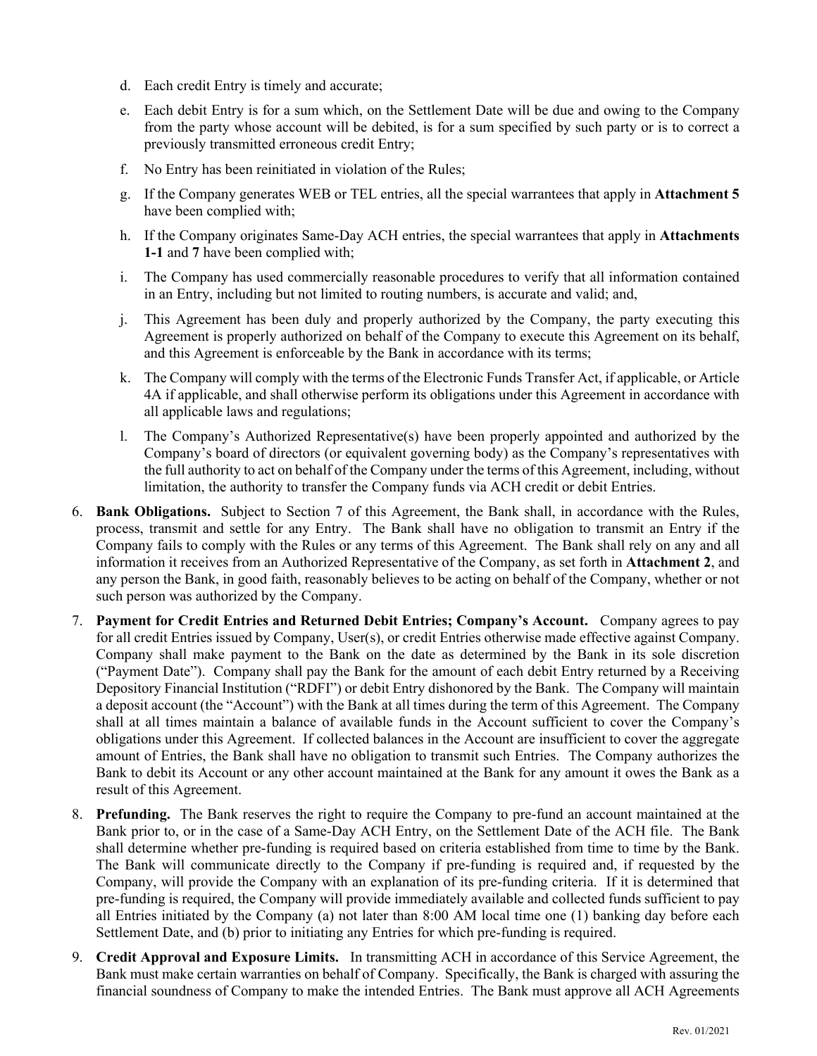d. Each credit Entry is timely and accurate;

e. Each debit Entry is for a sum which, on the Settlement Date will be due and owing to the Company from the party whose account will be debited, is for a sum specified by such party or is to correct a previously transmitted erroneous credit Entry;

f. No Entry has been reinitiated in violation of the Rules;

g. If the Company generates WEB or TEL entries, all the special warrantees that apply in **Attachment 5** have been complied with;

h. If the Company originates Same-Day ACH entries, the special warrantees that apply in **Attachments 1-1** and **7** have been complied with;

i. The Company has used commercially reasonable procedures to verify that all information contained in an Entry, including but not limited to routing numbers, is accurate and valid; and,

j. This Agreement has been duly and properly authorized by the Company, the party executing this Agreement is properly authorized on behalf of the Company to execute this Agreement on its behalf, and this Agreement is enforceable by the Bank in accordance with its terms;

k. The Company will comply with the terms of the Electronic Funds Transfer Act, if applicable, or Article 4A if applicable, and shall otherwise perform its obligations under this Agreement in accordance with all applicable laws and regulations;

l. The Company's Authorized Representative(s) have been properly appointed and authorized by the Company's board of directors (or equivalent governing body) as the Company's representatives with the full authority to act on behalf of the Company under the terms of this Agreement, including, without limitation, the authority to transfer the Company funds via ACH credit or debit Entries.

6. **Bank Obligations.** Subject to Section 7 of this Agreement, the Bank shall, in accordance with the Rules, process, transmit and settle for any Entry. The Bank shall have no obligation to transmit an Entry if the Company fails to comply with the Rules or any terms of this Agreement. The Bank shall rely on any and all information it receives from an Authorized Representative of the Company, as set forth in **Attachment 2**, and any person the Bank, in good faith, reasonably believes to be acting on behalf of the Company, whether or not such person was authorized by the Company.

7. **Payment for Credit Entries and Returned Debit Entries; Company's Account.** Company agrees to pay for all credit Entries issued by Company, User(s), or credit Entries otherwise made effective against Company. Company shall make payment to the Bank on the date as determined by the Bank in its sole discretion ("Payment Date"). Company shall pay the Bank for the amount of each debit Entry returned by a Receiving Depository Financial Institution ("RDFI") or debit Entry dishonored by the Bank. The Company will maintain a deposit account (the "Account") with the Bank at all times during the term of this Agreement. The Company shall at all times maintain a balance of available funds in the Account sufficient to cover the Company's obligations under this Agreement. If collected balances in the Account are insufficient to cover the aggregate amount of Entries, the Bank shall have no obligation to transmit such Entries. The Company authorizes the Bank to debit its Account or any other account maintained at the Bank for any amount it owes the Bank as a result of this Agreement.

8. **Prefunding.** The Bank reserves the right to require the Company to pre-fund an account maintained at the Bank prior to, or in the case of a Same-Day ACH Entry, on the Settlement Date of the ACH file. The Bank shall determine whether pre-funding is required based on criteria established from time to time by the Bank. The Bank will communicate directly to the Company if pre-funding is required and, if requested by the Company, will provide the Company with an explanation of its pre-funding criteria. If it is determined that pre-funding is required, the Company will provide immediately available and collected funds sufficient to pay all Entries initiated by the Company (a) not later than 8:00 AM local time one (1) banking day before each Settlement Date, and (b) prior to initiating any Entries for which pre-funding is required.

9. **Credit Approval and Exposure Limits.** In transmitting ACH in accordance of this Service Agreement, the Bank must make certain warranties on behalf of Company. Specifically, the Bank is charged with assuring the financial soundness of Company to make the intended Entries. The Bank must approve all ACH Agreements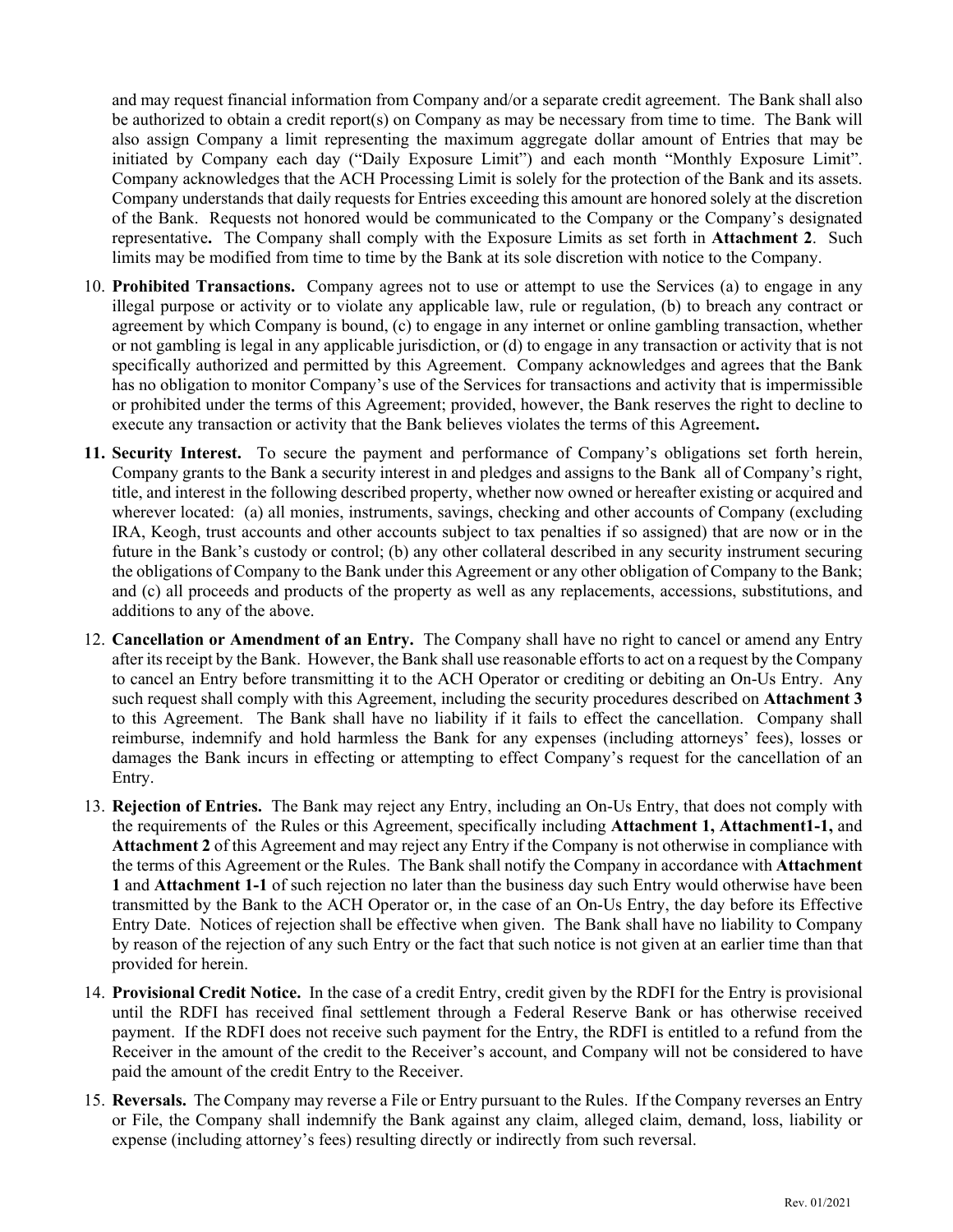and may request financial information from Company and/or a separate credit agreement. The Bank shall also be authorized to obtain a credit report(s) on Company as may be necessary from time to time. The Bank will also assign Company a limit representing the maximum aggregate dollar amount of Entries that may be initiated by Company each day ("Daily Exposure Limit") and each month "Monthly Exposure Limit". Company acknowledges that the ACH Processing Limit is solely for the protection of the Bank and its assets. Company understands that daily requests for Entries exceeding this amount are honored solely at the discretion of the Bank. Requests not honored would be communicated to the Company or the Company's designated representative**.** The Company shall comply with the Exposure Limits as set forth in **Attachment 2**. Such limits may be modified from time to time by the Bank at its sole discretion with notice to the Company.

10. **Prohibited Transactions.** Company agrees not to use or attempt to use the Services (a) to engage in any illegal purpose or activity or to violate any applicable law, rule or regulation, (b) to breach any contract or agreement by which Company is bound, (c) to engage in any internet or online gambling transaction, whether or not gambling is legal in any applicable jurisdiction, or (d) to engage in any transaction or activity that is not specifically authorized and permitted by this Agreement. Company acknowledges and agrees that the Bank has no obligation to monitor Company's use of the Services for transactions and activity that is impermissible or prohibited under the terms of this Agreement; provided, however, the Bank reserves the right to decline to execute any transaction or activity that the Bank believes violates the terms of this Agreement**.**

11. **Security Interest.** To secure the payment and performance of Company's obligations set forth herein, Company grants to the Bank a security interest in and pledges and assigns to the Bank all of Company's right, title, and interest in the following described property, whether now owned or hereafter existing or acquired and wherever located: (a) all monies, instruments, savings, checking and other accounts of Company (excluding IRA, Keogh, trust accounts and other accounts subject to tax penalties if so assigned) that are now or in the future in the Bank's custody or control; (b) any other collateral described in any security instrument securing the obligations of Company to the Bank under this Agreement or any other obligation of Company to the Bank; and (c) all proceeds and products of the property as well as any replacements, accessions, substitutions, and additions to any of the above.

12. **Cancellation or Amendment of an Entry.** The Company shall have no right to cancel or amend any Entry after its receipt by the Bank. However, the Bank shall use reasonable efforts to act on a request by the Company to cancel an Entry before transmitting it to the ACH Operator or crediting or debiting an On-Us Entry. Any such request shall comply with this Agreement, including the security procedures described on **Attachment 3** to this Agreement. The Bank shall have no liability if it fails to effect the cancellation. Company shall reimburse, indemnify and hold harmless the Bank for any expenses (including attorneys' fees), losses or damages the Bank incurs in effecting or attempting to effect Company's request for the cancellation of an Entry.

13. **Rejection of Entries.** The Bank may reject any Entry, including an On-Us Entry, that does not comply with the requirements of the Rules or this Agreement, specifically including **Attachment 1, Attachment1-1,** and **Attachment 2** of this Agreement and may reject any Entry if the Company is not otherwise in compliance with the terms of this Agreement or the Rules. The Bank shall notify the Company in accordance with **Attachment 1** and **Attachment 1-1** of such rejection no later than the business day such Entry would otherwise have been transmitted by the Bank to the ACH Operator or, in the case of an On-Us Entry, the day before its Effective Entry Date. Notices of rejection shall be effective when given. The Bank shall have no liability to Company by reason of the rejection of any such Entry or the fact that such notice is not given at an earlier time than that provided for herein.

14. **Provisional Credit Notice.** In the case of a credit Entry, credit given by the RDFI for the Entry is provisional until the RDFI has received final settlement through a Federal Reserve Bank or has otherwise received payment. If the RDFI does not receive such payment for the Entry, the RDFI is entitled to a refund from the Receiver in the amount of the credit to the Receiver's account, and Company will not be considered to have paid the amount of the credit Entry to the Receiver.

15. **Reversals.** The Company may reverse a File or Entry pursuant to the Rules. If the Company reverses an Entry or File, the Company shall indemnify the Bank against any claim, alleged claim, demand, loss, liability or expense (including attorney's fees) resulting directly or indirectly from such reversal.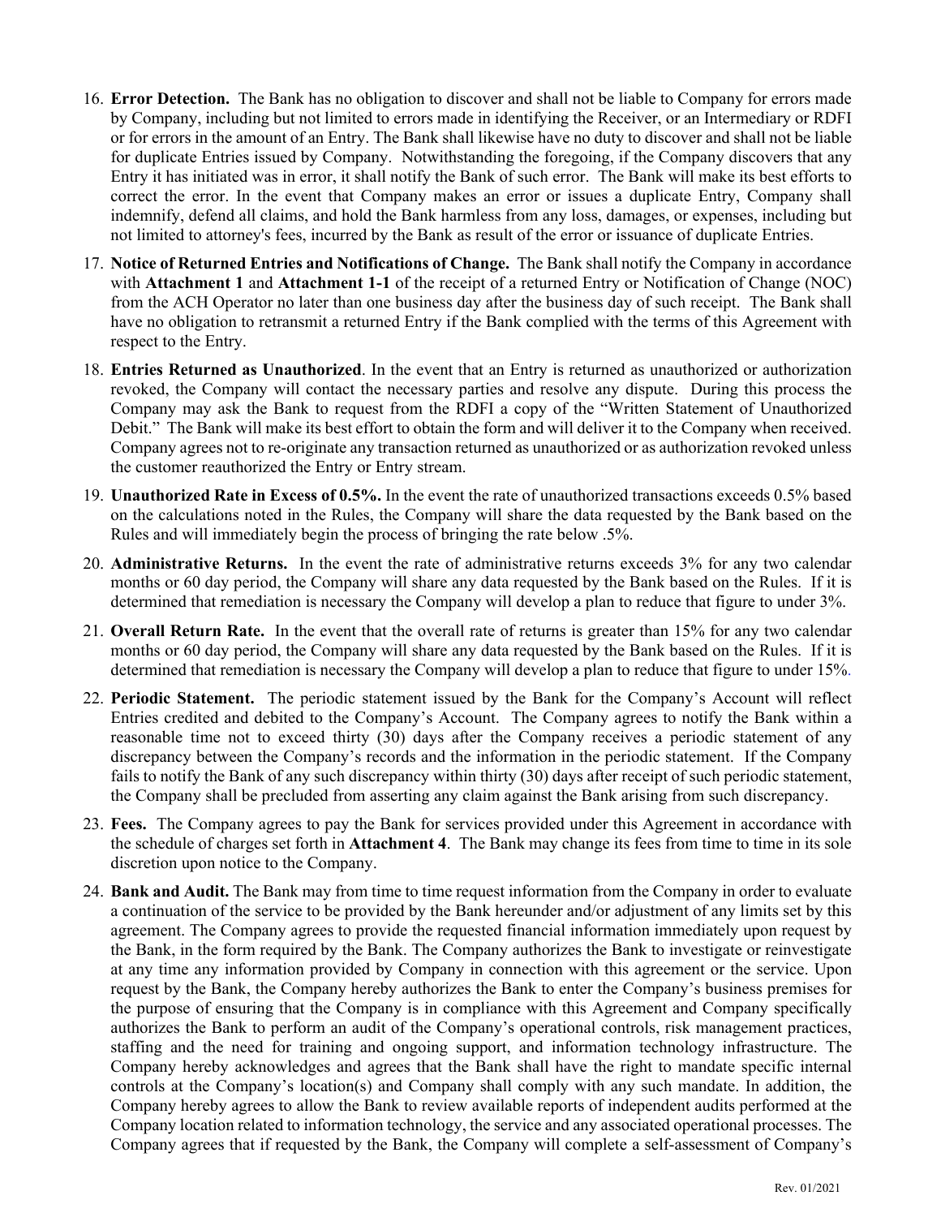16. **Error Detection.** The Bank has no obligation to discover and shall not be liable to Company for errors made by Company, including but not limited to errors made in identifying the Receiver, or an Intermediary or RDFI or for errors in the amount of an Entry. The Bank shall likewise have no duty to discover and shall not be liable for duplicate Entries issued by Company. Notwithstanding the foregoing, if the Company discovers that any Entry it has initiated was in error, it shall notify the Bank of such error. The Bank will make its best efforts to correct the error. In the event that Company makes an error or issues a duplicate Entry, Company shall indemnify, defend all claims, and hold the Bank harmless from any loss, damages, or expenses, including but not limited to attorney's fees, incurred by the Bank as result of the error or issuance of duplicate Entries.

17. **Notice of Returned Entries and Notifications of Change.** The Bank shall notify the Company in accordance with **Attachment 1** and **Attachment 1-1** of the receipt of a returned Entry or Notification of Change (NOC) from the ACH Operator no later than one business day after the business day of such receipt. The Bank shall have no obligation to retransmit a returned Entry if the Bank complied with the terms of this Agreement with respect to the Entry.

18. **Entries Returned as Unauthorized**. In the event that an Entry is returned as unauthorized or authorization revoked, the Company will contact the necessary parties and resolve any dispute. During this process the Company may ask the Bank to request from the RDFI a copy of the "Written Statement of Unauthorized Debit." The Bank will make its best effort to obtain the form and will deliver it to the Company when received. Company agrees not to re-originate any transaction returned as unauthorized or as authorization revoked unless the customer reauthorized the Entry or Entry stream.

19. **Unauthorized Rate in Excess of 0.5%.** In the event the rate of unauthorized transactions exceeds 0.5% based on the calculations noted in the Rules, the Company will share the data requested by the Bank based on the Rules and will immediately begin the process of bringing the rate below .5%.

20. **Administrative Returns.** In the event the rate of administrative returns exceeds 3% for any two calendar months or 60 day period, the Company will share any data requested by the Bank based on the Rules. If it is determined that remediation is necessary the Company will develop a plan to reduce that figure to under 3%.

21. **Overall Return Rate.** In the event that the overall rate of returns is greater than 15% for any two calendar months or 60 day period, the Company will share any data requested by the Bank based on the Rules. If it is determined that remediation is necessary the Company will develop a plan to reduce that figure to under 15%.

22. **Periodic Statement.** The periodic statement issued by the Bank for the Company's Account will reflect Entries credited and debited to the Company's Account. The Company agrees to notify the Bank within a reasonable time not to exceed thirty (30) days after the Company receives a periodic statement of any discrepancy between the Company's records and the information in the periodic statement. If the Company fails to notify the Bank of any such discrepancy within thirty (30) days after receipt of such periodic statement, the Company shall be precluded from asserting any claim against the Bank arising from such discrepancy.

23. **Fees.** The Company agrees to pay the Bank for services provided under this Agreement in accordance with the schedule of charges set forth in **Attachment 4**. The Bank may change its fees from time to time in its sole discretion upon notice to the Company.

24. **Bank and Audit.** The Bank may from time to time request information from the Company in order to evaluate a continuation of the service to be provided by the Bank hereunder and/or adjustment of any limits set by this agreement. The Company agrees to provide the requested financial information immediately upon request by the Bank, in the form required by the Bank. The Company authorizes the Bank to investigate or reinvestigate at any time any information provided by Company in connection with this agreement or the service. Upon request by the Bank, the Company hereby authorizes the Bank to enter the Company's business premises for the purpose of ensuring that the Company is in compliance with this Agreement and Company specifically authorizes the Bank to perform an audit of the Company's operational controls, risk management practices, staffing and the need for training and ongoing support, and information technology infrastructure. The Company hereby acknowledges and agrees that the Bank shall have the right to mandate specific internal controls at the Company's location(s) and Company shall comply with any such mandate. In addition, the Company hereby agrees to allow the Bank to review available reports of independent audits performed at the Company location related to information technology, the service and any associated operational processes. The Company agrees that if requested by the Bank, the Company will complete a self-assessment of Company's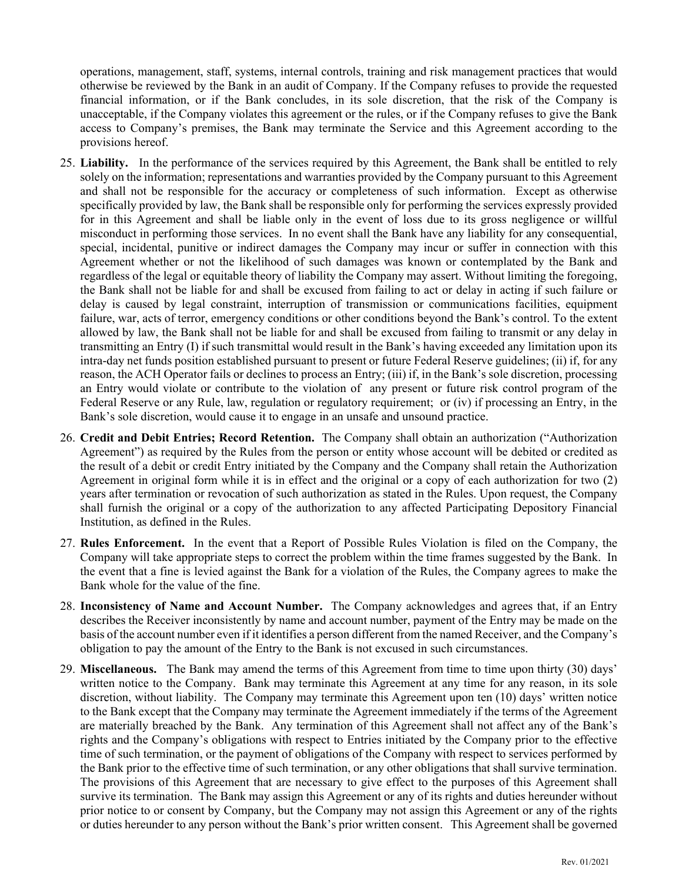operations, management, staff, systems, internal controls, training and risk management practices that would otherwise be reviewed by the Bank in an audit of Company. If the Company refuses to provide the requested financial information, or if the Bank concludes, in its sole discretion, that the risk of the Company is unacceptable, if the Company violates this agreement or the rules, or if the Company refuses to give the Bank access to Company's premises, the Bank may terminate the Service and this Agreement according to the provisions hereof.

25. **Liability.** In the performance of the services required by this Agreement, the Bank shall be entitled to rely solely on the information; representations and warranties provided by the Company pursuant to this Agreement and shall not be responsible for the accuracy or completeness of such information. Except as otherwise specifically provided by law, the Bank shall be responsible only for performing the services expressly provided for in this Agreement and shall be liable only in the event of loss due to its gross negligence or willful misconduct in performing those services. In no event shall the Bank have any liability for any consequential, special, incidental, punitive or indirect damages the Company may incur or suffer in connection with this Agreement whether or not the likelihood of such damages was known or contemplated by the Bank and regardless of the legal or equitable theory of liability the Company may assert. Without limiting the foregoing, the Bank shall not be liable for and shall be excused from failing to act or delay in acting if such failure or delay is caused by legal constraint, interruption of transmission or communications facilities, equipment failure, war, acts of terror, emergency conditions or other conditions beyond the Bank's control. To the extent allowed by law, the Bank shall not be liable for and shall be excused from failing to transmit or any delay in transmitting an Entry (I) if such transmittal would result in the Bank's having exceeded any limitation upon its intra-day net funds position established pursuant to present or future Federal Reserve guidelines; (ii) if, for any reason, the ACH Operator fails or declines to process an Entry; (iii) if, in the Bank's sole discretion, processing an Entry would violate or contribute to the violation of any present or future risk control program of the Federal Reserve or any Rule, law, regulation or regulatory requirement; or (iv) if processing an Entry, in the Bank's sole discretion, would cause it to engage in an unsafe and unsound practice.

26. **Credit and Debit Entries; Record Retention.** The Company shall obtain an authorization ("Authorization Agreement") as required by the Rules from the person or entity whose account will be debited or credited as the result of a debit or credit Entry initiated by the Company and the Company shall retain the Authorization Agreement in original form while it is in effect and the original or a copy of each authorization for two (2) years after termination or revocation of such authorization as stated in the Rules. Upon request, the Company shall furnish the original or a copy of the authorization to any affected Participating Depository Financial Institution, as defined in the Rules.

27. **Rules Enforcement.** In the event that a Report of Possible Rules Violation is filed on the Company, the Company will take appropriate steps to correct the problem within the time frames suggested by the Bank. In the event that a fine is levied against the Bank for a violation of the Rules, the Company agrees to make the Bank whole for the value of the fine.

28. **Inconsistency of Name and Account Number.** The Company acknowledges and agrees that, if an Entry describes the Receiver inconsistently by name and account number, payment of the Entry may be made on the basis of the account number even if it identifies a person different from the named Receiver, and the Company's obligation to pay the amount of the Entry to the Bank is not excused in such circumstances.

29. **Miscellaneous.** The Bank may amend the terms of this Agreement from time to time upon thirty (30) days' written notice to the Company. Bank may terminate this Agreement at any time for any reason, in its sole discretion, without liability. The Company may terminate this Agreement upon ten (10) days' written notice to the Bank except that the Company may terminate the Agreement immediately if the terms of the Agreement are materially breached by the Bank. Any termination of this Agreement shall not affect any of the Bank's rights and the Company's obligations with respect to Entries initiated by the Company prior to the effective time of such termination, or the payment of obligations of the Company with respect to services performed by the Bank prior to the effective time of such termination, or any other obligations that shall survive termination. The provisions of this Agreement that are necessary to give effect to the purposes of this Agreement shall survive its termination. The Bank may assign this Agreement or any of its rights and duties hereunder without prior notice to or consent by Company, but the Company may not assign this Agreement or any of the rights or duties hereunder to any person without the Bank's prior written consent. This Agreement shall be governed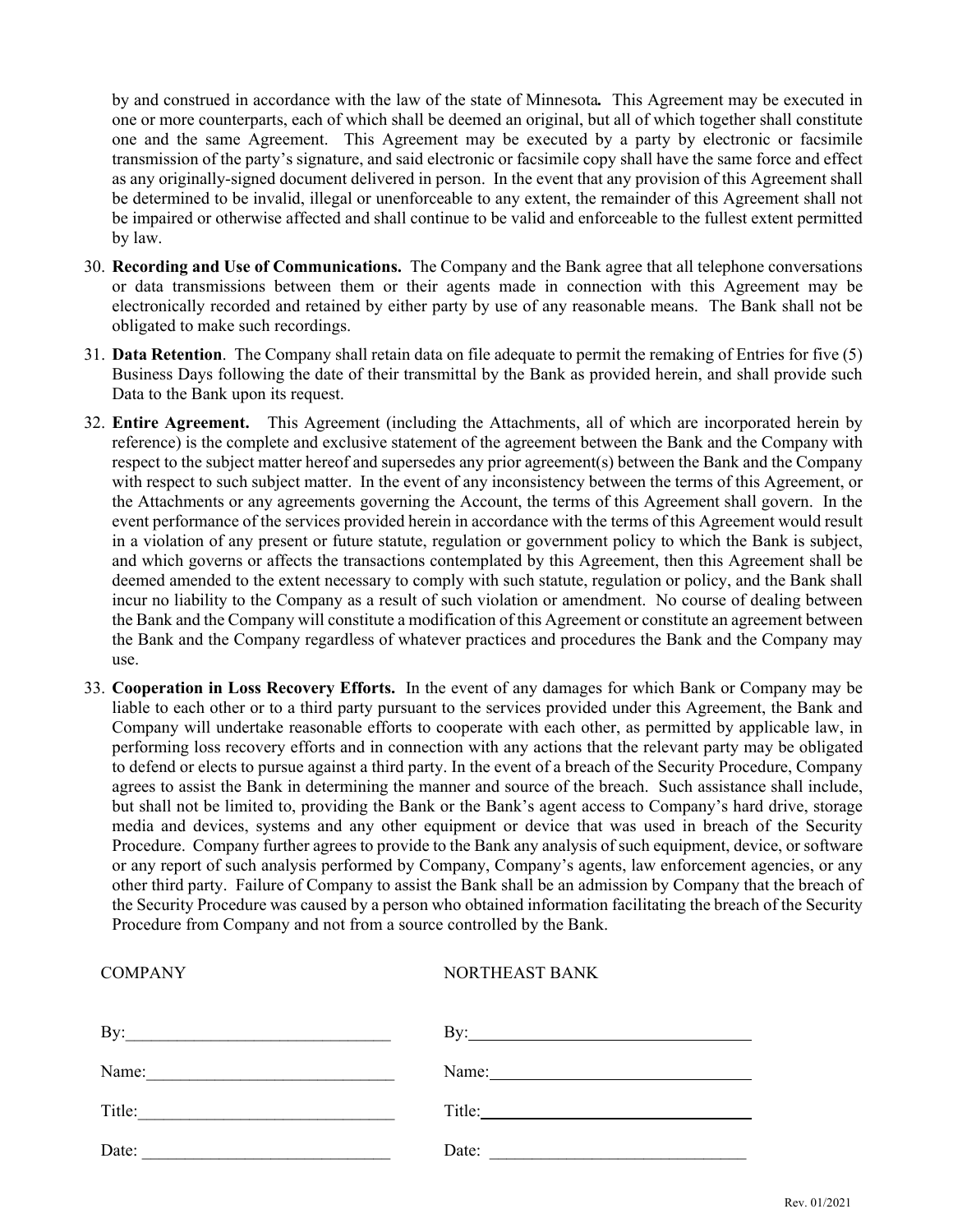by and construed in accordance with the law of the state of Minnesota**.** This Agreement may be executed in one or more counterparts, each of which shall be deemed an original, but all of which together shall constitute one and the same Agreement. This Agreement may be executed by a party by electronic or facsimile transmission of the party's signature, and said electronic or facsimile copy shall have the same force and effect as any originally-signed document delivered in person. In the event that any provision of this Agreement shall be determined to be invalid, illegal or unenforceable to any extent, the remainder of this Agreement shall not be impaired or otherwise affected and shall continue to be valid and enforceable to the fullest extent permitted by law.

30. **Recording and Use of Communications.** The Company and the Bank agree that all telephone conversations or data transmissions between them or their agents made in connection with this Agreement may be electronically recorded and retained by either party by use of any reasonable means. The Bank shall not be obligated to make such recordings.

31. **Data Retention**. The Company shall retain data on file adequate to permit the remaking of Entries for five (5) Business Days following the date of their transmittal by the Bank as provided herein, and shall provide such Data to the Bank upon its request.

32. **Entire Agreement.** This Agreement (including the Attachments, all of which are incorporated herein by reference) is the complete and exclusive statement of the agreement between the Bank and the Company with respect to the subject matter hereof and supersedes any prior agreement(s) between the Bank and the Company with respect to such subject matter. In the event of any inconsistency between the terms of this Agreement, or the Attachments or any agreements governing the Account, the terms of this Agreement shall govern. In the event performance of the services provided herein in accordance with the terms of this Agreement would result in a violation of any present or future statute, regulation or government policy to which the Bank is subject, and which governs or affects the transactions contemplated by this Agreement, then this Agreement shall be deemed amended to the extent necessary to comply with such statute, regulation or policy, and the Bank shall incur no liability to the Company as a result of such violation or amendment. No course of dealing between the Bank and the Company will constitute a modification of this Agreement or constitute an agreement between the Bank and the Company regardless of whatever practices and procedures the Bank and the Company may use.

33. **Cooperation in Loss Recovery Efforts.** In the event of any damages for which Bank or Company may be liable to each other or to a third party pursuant to the services provided under this Agreement, the Bank and Company will undertake reasonable efforts to cooperate with each other, as permitted by applicable law, in performing loss recovery efforts and in connection with any actions that the relevant party may be obligated to defend or elects to pursue against a third party. In the event of a breach of the Security Procedure, Company agrees to assist the Bank in determining the manner and source of the breach. Such assistance shall include, but shall not be limited to, providing the Bank or the Bank's agent access to Company's hard drive, storage media and devices, systems and any other equipment or device that was used in breach of the Security Procedure. Company further agrees to provide to the Bank any analysis of such equipment, device, or software or any report of such analysis performed by Company, Company's agents, law enforcement agencies, or any other third party. Failure of Company to assist the Bank shall be an admission by Company that the breach of the Security Procedure was caused by a person who obtained information facilitating the breach of the Security Procedure from Company and not from a source controlled by the Bank.

| COMPANY | NORTHEAST BANK |
|---|---|
| By:______________________________ | By:______________________________ |
| Name:____________________________ | Name:____________________________ |
| Title:_____________________________ | Title:_____________________________ |
| Date: _____________________________ | Date: _____________________________ |

Rev. 01/2021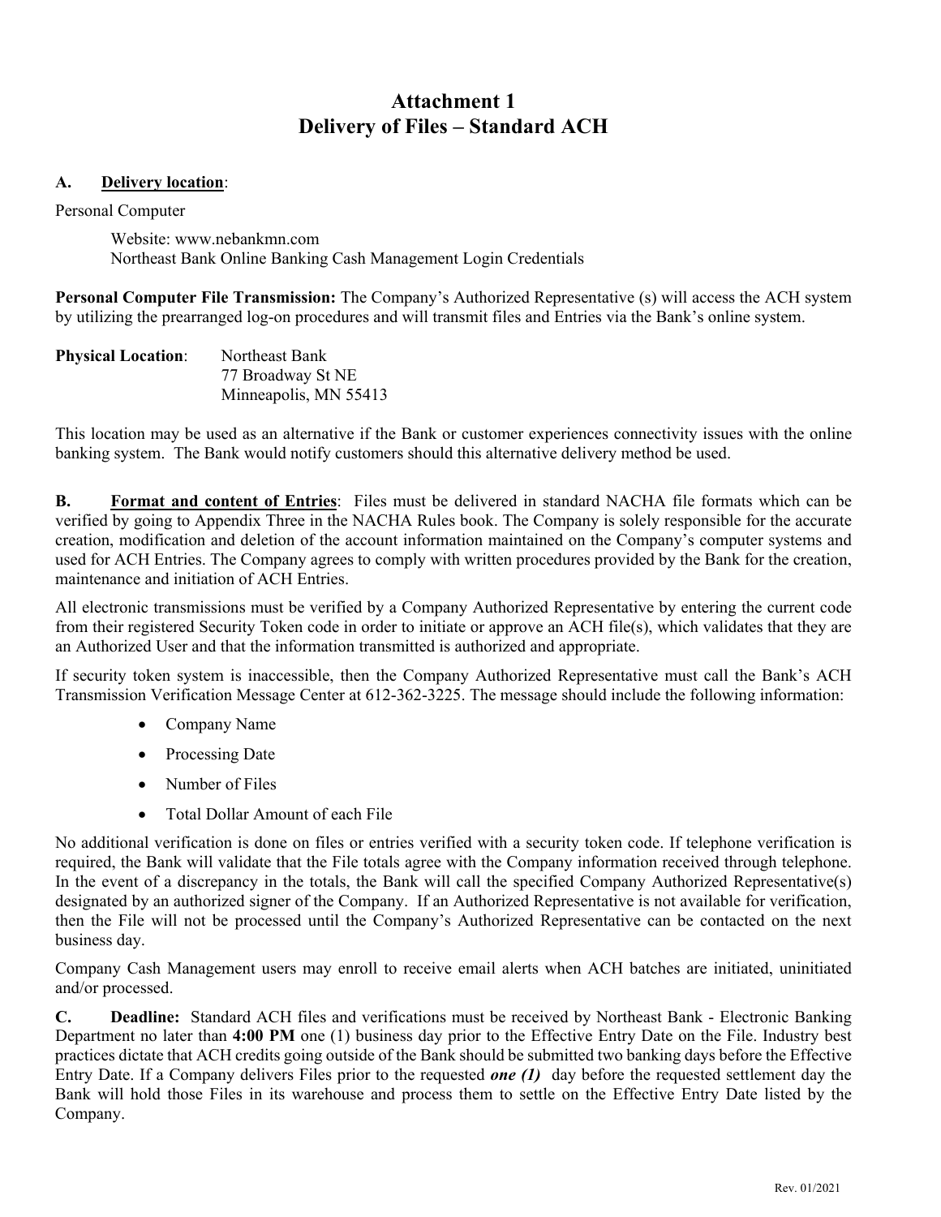# Attachment 1
# Delivery of Files – Standard ACH

**A. <u>Delivery location</u>**:

Personal Computer

> Website: www.nebankmn.com
> Northeast Bank Online Banking Cash Management Login Credentials

**Personal Computer File Transmission:** The Company's Authorized Representative (s) will access the ACH system by utilizing the prearranged log-on procedures and will transmit files and Entries via the Bank's online system.

**Physical Location**: Northeast Bank
77 Broadway St NE
Minneapolis, MN 55413

This location may be used as an alternative if the Bank or customer experiences connectivity issues with the online banking system. The Bank would notify customers should this alternative delivery method be used.

**B. <u>Format and content of Entries</u>**: Files must be delivered in standard NACHA file formats which can be verified by going to Appendix Three in the NACHA Rules book. The Company is solely responsible for the accurate creation, modification and deletion of the account information maintained on the Company's computer systems and used for ACH Entries. The Company agrees to comply with written procedures provided by the Bank for the creation, maintenance and initiation of ACH Entries.

All electronic transmissions must be verified by a Company Authorized Representative by entering the current code from their registered Security Token code in order to initiate or approve an ACH file(s), which validates that they are an Authorized User and that the information transmitted is authorized and appropriate.

If security token system is inaccessible, then the Company Authorized Representative must call the Bank's ACH Transmission Verification Message Center at 612-362-3225. The message should include the following information:

- Company Name
- Processing Date
- Number of Files
- Total Dollar Amount of each File

No additional verification is done on files or entries verified with a security token code. If telephone verification is required, the Bank will validate that the File totals agree with the Company information received through telephone. In the event of a discrepancy in the totals, the Bank will call the specified Company Authorized Representative(s) designated by an authorized signer of the Company. If an Authorized Representative is not available for verification, then the File will not be processed until the Company's Authorized Representative can be contacted on the next business day.

Company Cash Management users may enroll to receive email alerts when ACH batches are initiated, uninitiated and/or processed.

**C. Deadline:** Standard ACH files and verifications must be received by Northeast Bank - Electronic Banking Department no later than **4:00 PM** one (1) business day prior to the Effective Entry Date on the File. Industry best practices dictate that ACH credits going outside of the Bank should be submitted two banking days before the Effective Entry Date. If a Company delivers Files prior to the requested ***one (1)*** day before the requested settlement day the Bank will hold those Files in its warehouse and process them to settle on the Effective Entry Date listed by the Company.

Rev. 01/2021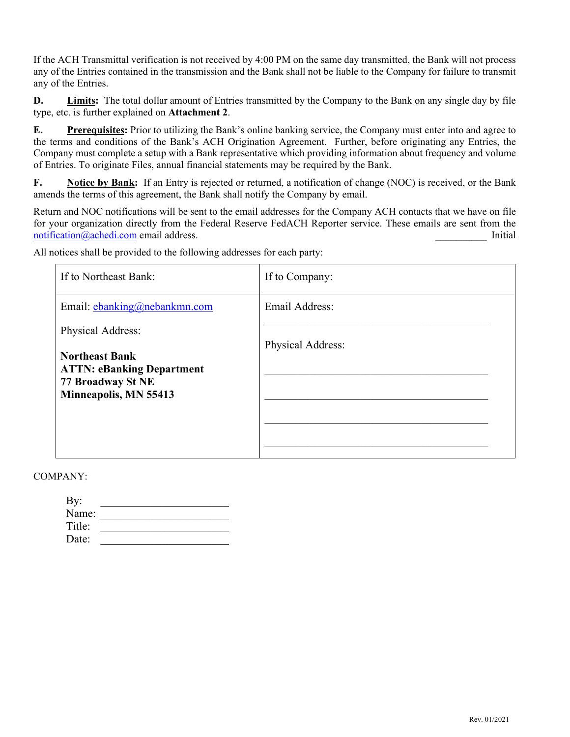If the ACH Transmittal verification is not received by 4:00 PM on the same day transmitted, the Bank will not process any of the Entries contained in the transmission and the Bank shall not be liable to the Company for failure to transmit any of the Entries.

**D. <u>Limits</u>:** The total dollar amount of Entries transmitted by the Company to the Bank on any single day by file type, etc. is further explained on **Attachment 2**.

**E. <u>Prerequisites</u>:** Prior to utilizing the Bank's online banking service, the Company must enter into and agree to the terms and conditions of the Bank's ACH Origination Agreement. Further, before originating any Entries, the Company must complete a setup with a Bank representative which providing information about frequency and volume of Entries. To originate Files, annual financial statements may be required by the Bank.

**F. <u>Notice by Bank</u>:** If an Entry is rejected or returned, a notification of change (NOC) is received, or the Bank amends the terms of this agreement, the Bank shall notify the Company by email.

Return and NOC notifications will be sent to the email addresses for the Company ACH contacts that we have on file for your organization directly from the Federal Reserve FedACH Reporter service. These emails are sent from the notification@achedi.com email address. __________ Initial

All notices shall be provided to the following addresses for each party:

| If to Northeast Bank: | If to Company: |
|---|---|
| Email: ebanking@nebankmn.com<br><br>Physical Address:<br><br>**Northeast Bank**<br>**ATTN: eBanking Department**<br>**77 Broadway St NE**<br>**Minneapolis, MN 55413** | Email Address:<br>________________________________<br><br>Physical Address:<br>________________________________<br>________________________________<br>________________________________<br>________________________________ |

COMPANY:

By: ______________________
Name: ______________________
Title: ______________________
Date: ______________________

Rev. 01/2021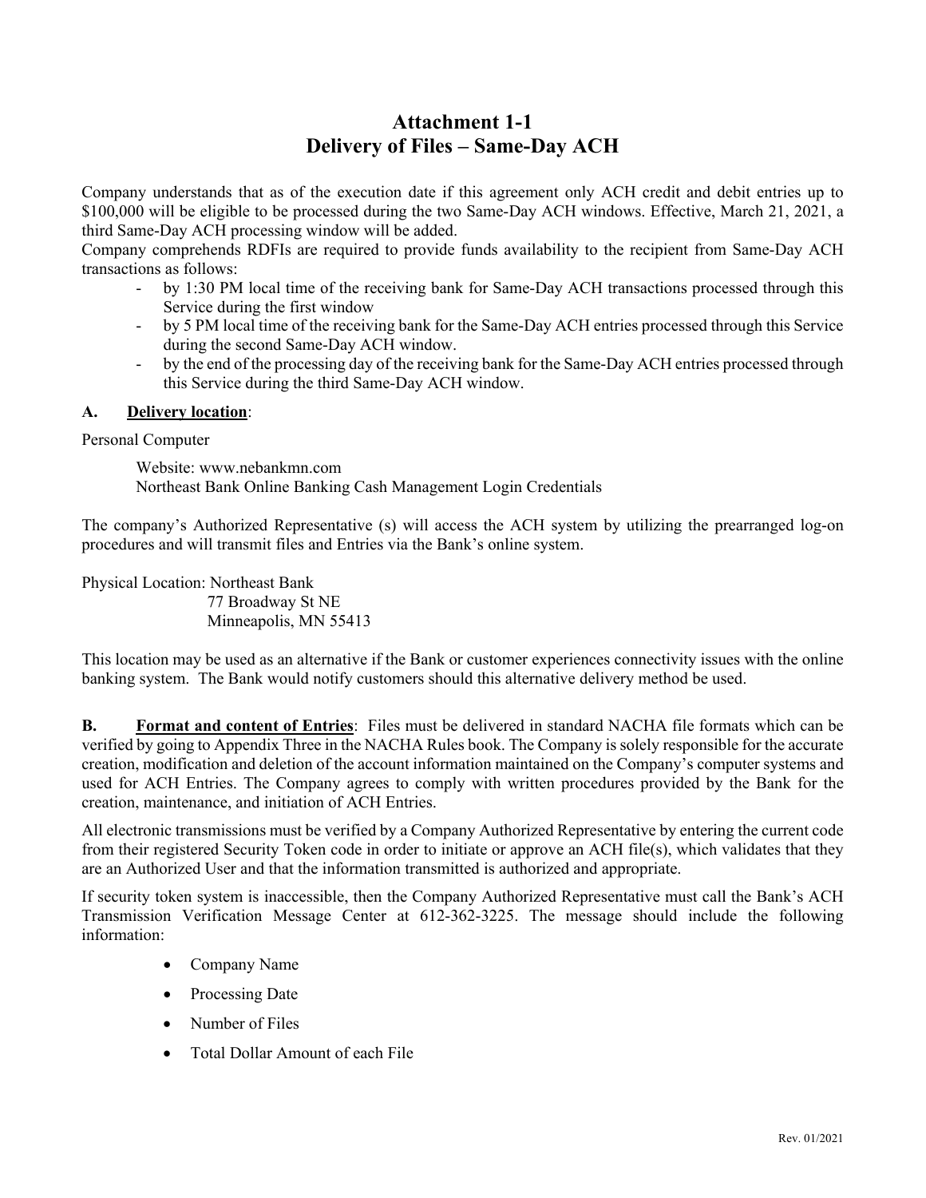# Attachment 1-1
# Delivery of Files – Same-Day ACH

Company understands that as of the execution date if this agreement only ACH credit and debit entries up to $100,000 will be eligible to be processed during the two Same-Day ACH windows. Effective, March 21, 2021, a third Same-Day ACH processing window will be added.

Company comprehends RDFIs are required to provide funds availability to the recipient from Same-Day ACH transactions as follows:

- by 1:30 PM local time of the receiving bank for Same-Day ACH transactions processed through this Service during the first window
- by 5 PM local time of the receiving bank for the Same-Day ACH entries processed through this Service during the second Same-Day ACH window.
- by the end of the processing day of the receiving bank for the Same-Day ACH entries processed through this Service during the third Same-Day ACH window.

**A. <u>Delivery location</u>**:

Personal Computer

Website: www.nebankmn.com
Northeast Bank Online Banking Cash Management Login Credentials

The company's Authorized Representative (s) will access the ACH system by utilizing the prearranged log-on procedures and will transmit files and Entries via the Bank's online system.

Physical Location: Northeast Bank
77 Broadway St NE
Minneapolis, MN 55413

This location may be used as an alternative if the Bank or customer experiences connectivity issues with the online banking system. The Bank would notify customers should this alternative delivery method be used.

**B. <u>Format and content of Entries</u>**: Files must be delivered in standard NACHA file formats which can be verified by going to Appendix Three in the NACHA Rules book. The Company is solely responsible for the accurate creation, modification and deletion of the account information maintained on the Company's computer systems and used for ACH Entries. The Company agrees to comply with written procedures provided by the Bank for the creation, maintenance, and initiation of ACH Entries.

All electronic transmissions must be verified by a Company Authorized Representative by entering the current code from their registered Security Token code in order to initiate or approve an ACH file(s), which validates that they are an Authorized User and that the information transmitted is authorized and appropriate.

If security token system is inaccessible, then the Company Authorized Representative must call the Bank's ACH Transmission Verification Message Center at 612-362-3225. The message should include the following information:

- Company Name
- Processing Date
- Number of Files
- Total Dollar Amount of each File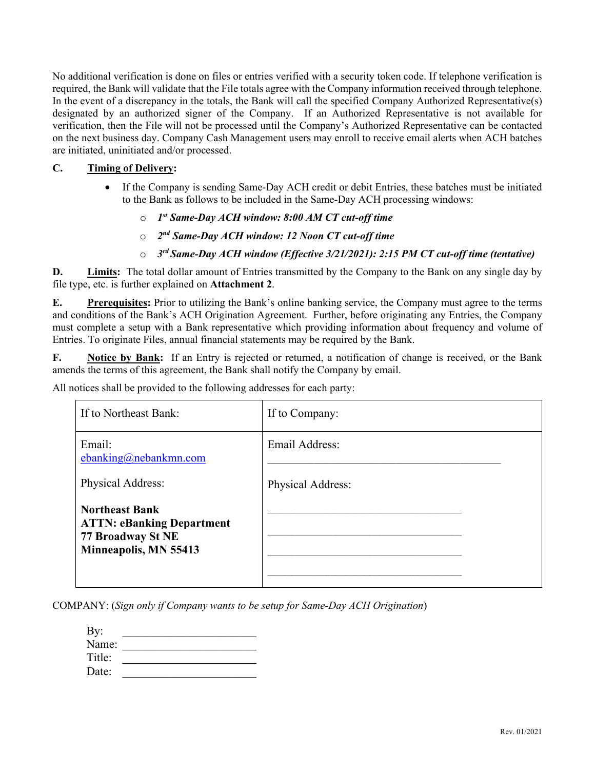No additional verification is done on files or entries verified with a security token code. If telephone verification is required, the Bank will validate that the File totals agree with the Company information received through telephone. In the event of a discrepancy in the totals, the Bank will call the specified Company Authorized Representative(s) designated by an authorized signer of the Company. If an Authorized Representative is not available for verification, then the File will not be processed until the Company's Authorized Representative can be contacted on the next business day. Company Cash Management users may enroll to receive email alerts when ACH batches are initiated, uninitiated and/or processed.

**C. Timing of Delivery:**

- If the Company is sending Same-Day ACH credit or debit Entries, these batches must be initiated to the Bank as follows to be included in the Same-Day ACH processing windows:
  - ***1st Same-Day ACH window: 8:00 AM CT cut-off time***
  - ***2nd Same-Day ACH window: 12 Noon CT cut-off time***
  - ***3rd Same-Day ACH window (Effective 3/21/2021): 2:15 PM CT cut-off time (tentative)***

**D. Limits:** The total dollar amount of Entries transmitted by the Company to the Bank on any single day by file type, etc. is further explained on **Attachment 2**.

**E. Prerequisites:** Prior to utilizing the Bank's online banking service, the Company must agree to the terms and conditions of the Bank's ACH Origination Agreement. Further, before originating any Entries, the Company must complete a setup with a Bank representative which providing information about frequency and volume of Entries. To originate Files, annual financial statements may be required by the Bank.

**F. Notice by Bank:** If an Entry is rejected or returned, a notification of change is received, or the Bank amends the terms of this agreement, the Bank shall notify the Company by email.

All notices shall be provided to the following addresses for each party:

| If to Northeast Bank: | If to Company: |
|---|---|
| Email: ebanking@nebankmn.com<br><br>Physical Address:<br><br>**Northeast Bank**<br>**ATTN: eBanking Department**<br>**77 Broadway St NE**<br>**Minneapolis, MN 55413** | Email Address: ______________________________<br><br>Physical Address:<br><br>______________________________<br>______________________________<br>______________________________<br>______________________________ |

COMPANY: (*Sign only if Company wants to be setup for Same-Day ACH Origination*)

By: ______________________
Name: ______________________
Title: ______________________
Date: ______________________

Rev. 01/2021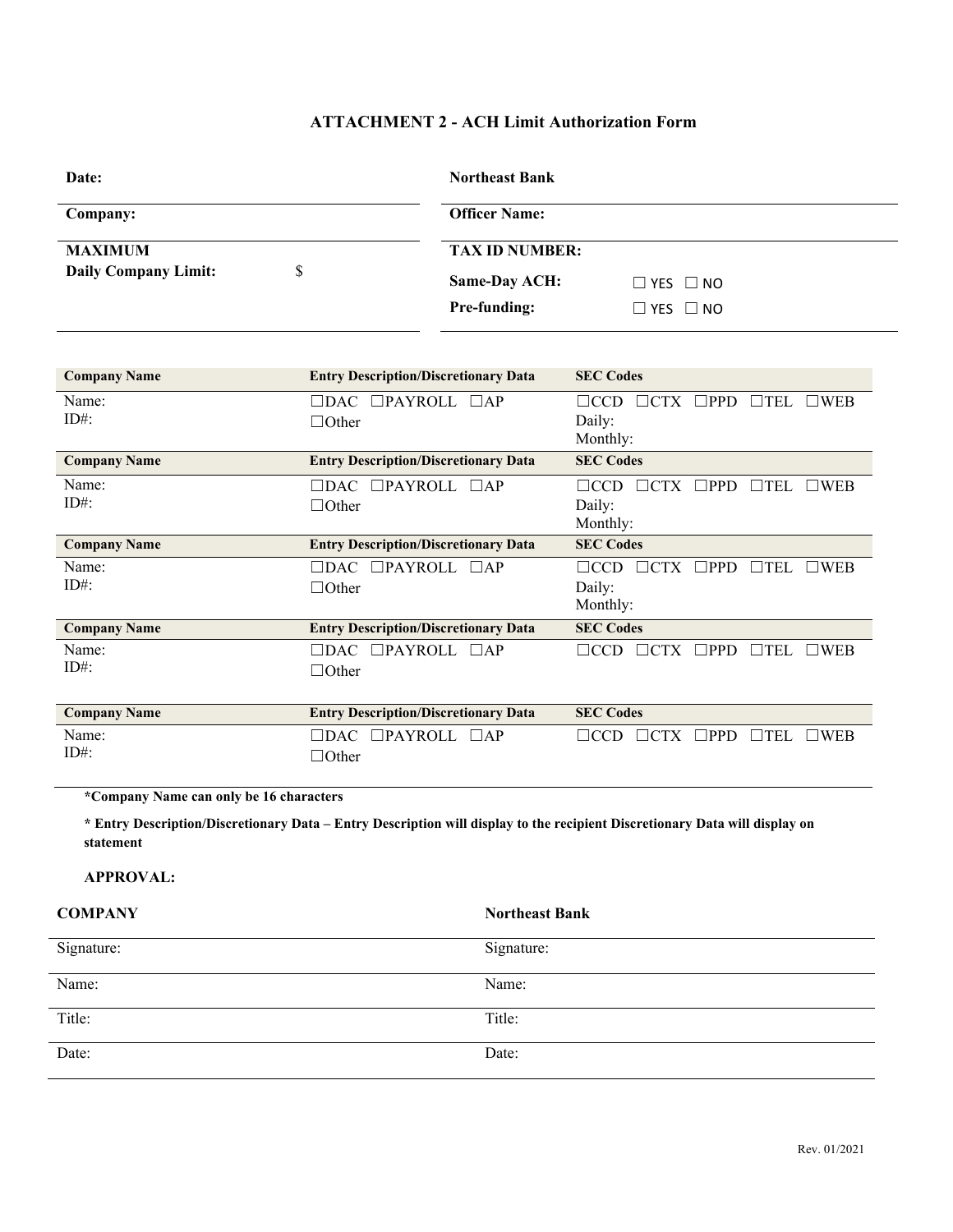# ATTACHMENT 2 - ACH Limit Authorization Form

| | |
|---|---|
| **Date:** | **Northeast Bank** |
| **Company:** | **Officer Name:** |
| **MAXIMUM Daily Company Limit:** $ | **TAX ID NUMBER:** |
| | **Same-Day ACH:** ☐ YES ☐ NO |
| | **Pre-funding:** ☐ YES ☐ NO |

| Company Name | Entry Description/Discretionary Data | SEC Codes |
|---|---|---|
| Name:<br>ID#: | ☐DAC ☐PAYROLL ☐AP<br>☐Other | ☐CCD ☐CTX ☐PPD ☐TEL ☐WEB<br>Daily:<br>Monthly: |
| **Company Name** | **Entry Description/Discretionary Data** | **SEC Codes** |
| Name:<br>ID#: | ☐DAC ☐PAYROLL ☐AP<br>☐Other | ☐CCD ☐CTX ☐PPD ☐TEL ☐WEB<br>Daily:<br>Monthly: |
| **Company Name** | **Entry Description/Discretionary Data** | **SEC Codes** |
| Name:<br>ID#: | ☐DAC ☐PAYROLL ☐AP<br>☐Other | ☐CCD ☐CTX ☐PPD ☐TEL ☐WEB<br>Daily:<br>Monthly: |
| **Company Name** | **Entry Description/Discretionary Data** | **SEC Codes** |
| Name:<br>ID#: | ☐DAC ☐PAYROLL ☐AP<br>☐Other | ☐CCD ☐CTX ☐PPD ☐TEL ☐WEB |
| **Company Name** | **Entry Description/Discretionary Data** | **SEC Codes** |
| Name:<br>ID#: | ☐DAC ☐PAYROLL ☐AP<br>☐Other | ☐CCD ☐CTX ☐PPD ☐TEL ☐WEB |

**\*Company Name can only be 16 characters**

**\* Entry Description/Discretionary Data – Entry Description will display to the recipient Discretionary Data will display on statement**

**APPROVAL:**

| **COMPANY** | **Northeast Bank** |
|---|---|
| Signature: | Signature: |
| Name: | Name: |
| Title: | Title: |
| Date: | Date: |

Rev. 01/2021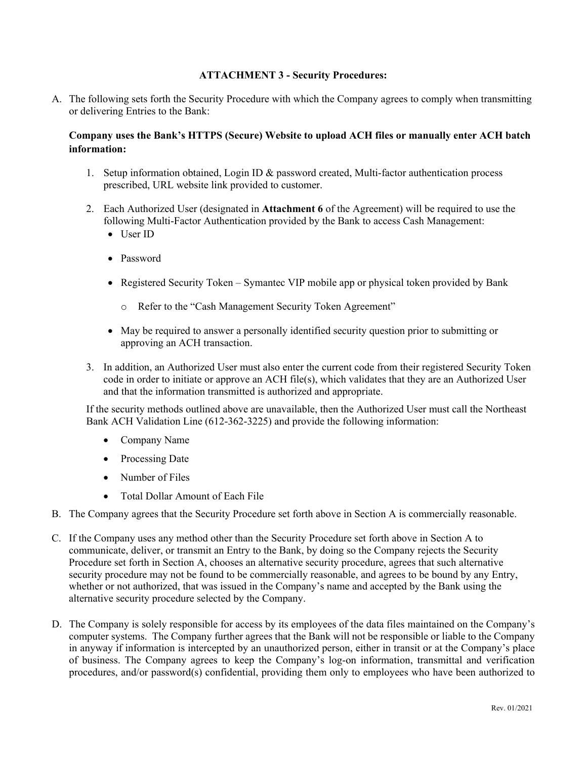**ATTACHMENT 3 - Security Procedures:**

A. The following sets forth the Security Procedure with which the Company agrees to comply when transmitting or delivering Entries to the Bank:

**Company uses the Bank's HTTPS (Secure) Website to upload ACH files or manually enter ACH batch information:**

1. Setup information obtained, Login ID & password created, Multi-factor authentication process prescribed, URL website link provided to customer.

2. Each Authorized User (designated in **Attachment 6** of the Agreement) will be required to use the following Multi-Factor Authentication provided by the Bank to access Cash Management:
   - User ID
   - Password
   - Registered Security Token – Symantec VIP mobile app or physical token provided by Bank
     - Refer to the "Cash Management Security Token Agreement"
   - May be required to answer a personally identified security question prior to submitting or approving an ACH transaction.

3. In addition, an Authorized User must also enter the current code from their registered Security Token code in order to initiate or approve an ACH file(s), which validates that they are an Authorized User and that the information transmitted is authorized and appropriate.

If the security methods outlined above are unavailable, then the Authorized User must call the Northeast Bank ACH Validation Line (612-362-3225) and provide the following information:

- Company Name
- Processing Date
- Number of Files
- Total Dollar Amount of Each File

B. The Company agrees that the Security Procedure set forth above in Section A is commercially reasonable.

C. If the Company uses any method other than the Security Procedure set forth above in Section A to communicate, deliver, or transmit an Entry to the Bank, by doing so the Company rejects the Security Procedure set forth in Section A, chooses an alternative security procedure, agrees that such alternative security procedure may not be found to be commercially reasonable, and agrees to be bound by any Entry, whether or not authorized, that was issued in the Company's name and accepted by the Bank using the alternative security procedure selected by the Company.

D. The Company is solely responsible for access by its employees of the data files maintained on the Company's computer systems. The Company further agrees that the Bank will not be responsible or liable to the Company in anyway if information is intercepted by an unauthorized person, either in transit or at the Company's place of business. The Company agrees to keep the Company's log-on information, transmittal and verification procedures, and/or password(s) confidential, providing them only to employees who have been authorized to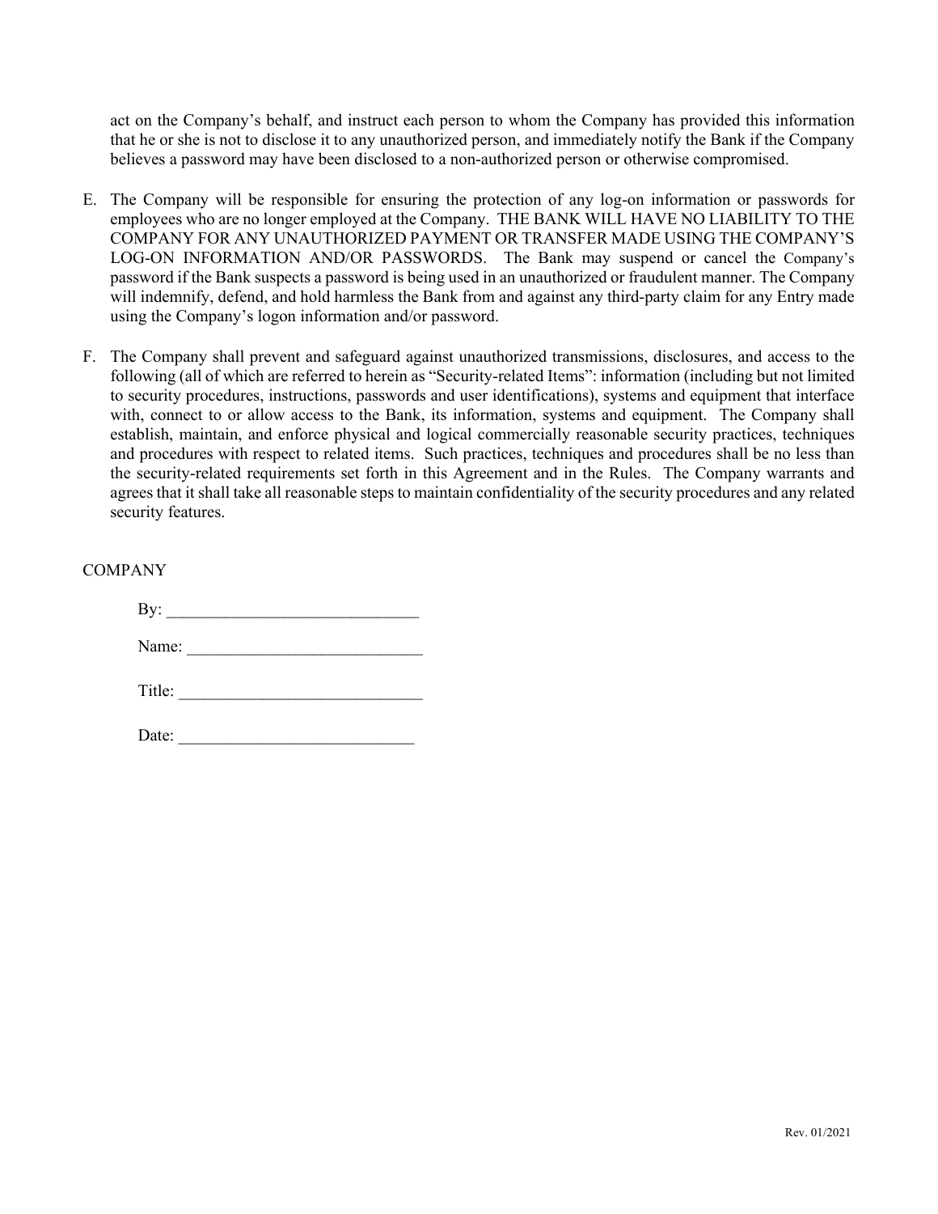act on the Company's behalf, and instruct each person to whom the Company has provided this information that he or she is not to disclose it to any unauthorized person, and immediately notify the Bank if the Company believes a password may have been disclosed to a non-authorized person or otherwise compromised.

E. The Company will be responsible for ensuring the protection of any log-on information or passwords for employees who are no longer employed at the Company. THE BANK WILL HAVE NO LIABILITY TO THE COMPANY FOR ANY UNAUTHORIZED PAYMENT OR TRANSFER MADE USING THE COMPANY'S LOG-ON INFORMATION AND/OR PASSWORDS. The Bank may suspend or cancel the Company's password if the Bank suspects a password is being used in an unauthorized or fraudulent manner. The Company will indemnify, defend, and hold harmless the Bank from and against any third-party claim for any Entry made using the Company's logon information and/or password.

F. The Company shall prevent and safeguard against unauthorized transmissions, disclosures, and access to the following (all of which are referred to herein as "Security-related Items": information (including but not limited to security procedures, instructions, passwords and user identifications), systems and equipment that interface with, connect to or allow access to the Bank, its information, systems and equipment. The Company shall establish, maintain, and enforce physical and logical commercially reasonable security practices, techniques and procedures with respect to related items. Such practices, techniques and procedures shall be no less than the security-related requirements set forth in this Agreement and in the Rules. The Company warrants and agrees that it shall take all reasonable steps to maintain confidentiality of the security procedures and any related security features.

COMPANY

By: ______________________________

Name: ____________________________

Title: _____________________________

Date: ____________________________

Rev. 01/2021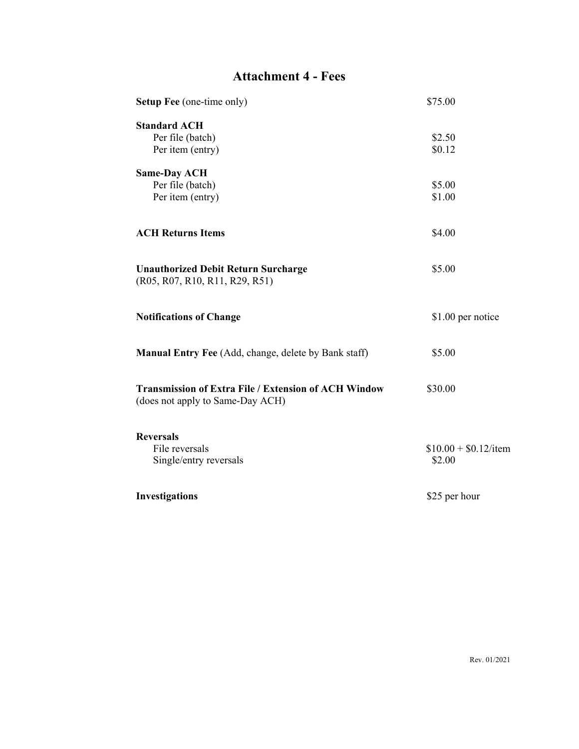# Attachment 4 - Fees

| | |
|---|---|
| **Setup Fee** (one-time only) | $75.00 |
| **Standard ACH** | |
| Per file (batch) | $2.50 |
| Per item (entry) | $0.12 |
| **Same-Day ACH** | |
| Per file (batch) | $5.00 |
| Per item (entry) | $1.00 |
| **ACH Returns Items** | $4.00 |
| **Unauthorized Debit Return Surcharge** (R05, R07, R10, R11, R29, R51) | $5.00 |
| **Notifications of Change** | $1.00 per notice |
| **Manual Entry Fee** (Add, change, delete by Bank staff) | $5.00 |
| **Transmission of Extra File / Extension of ACH Window** (does not apply to Same-Day ACH) | $30.00 |
| **Reversals** | |
| File reversals | $10.00 + $0.12/item |
| Single/entry reversals | $2.00 |
| **Investigations** | $25 per hour |

Rev. 01/2021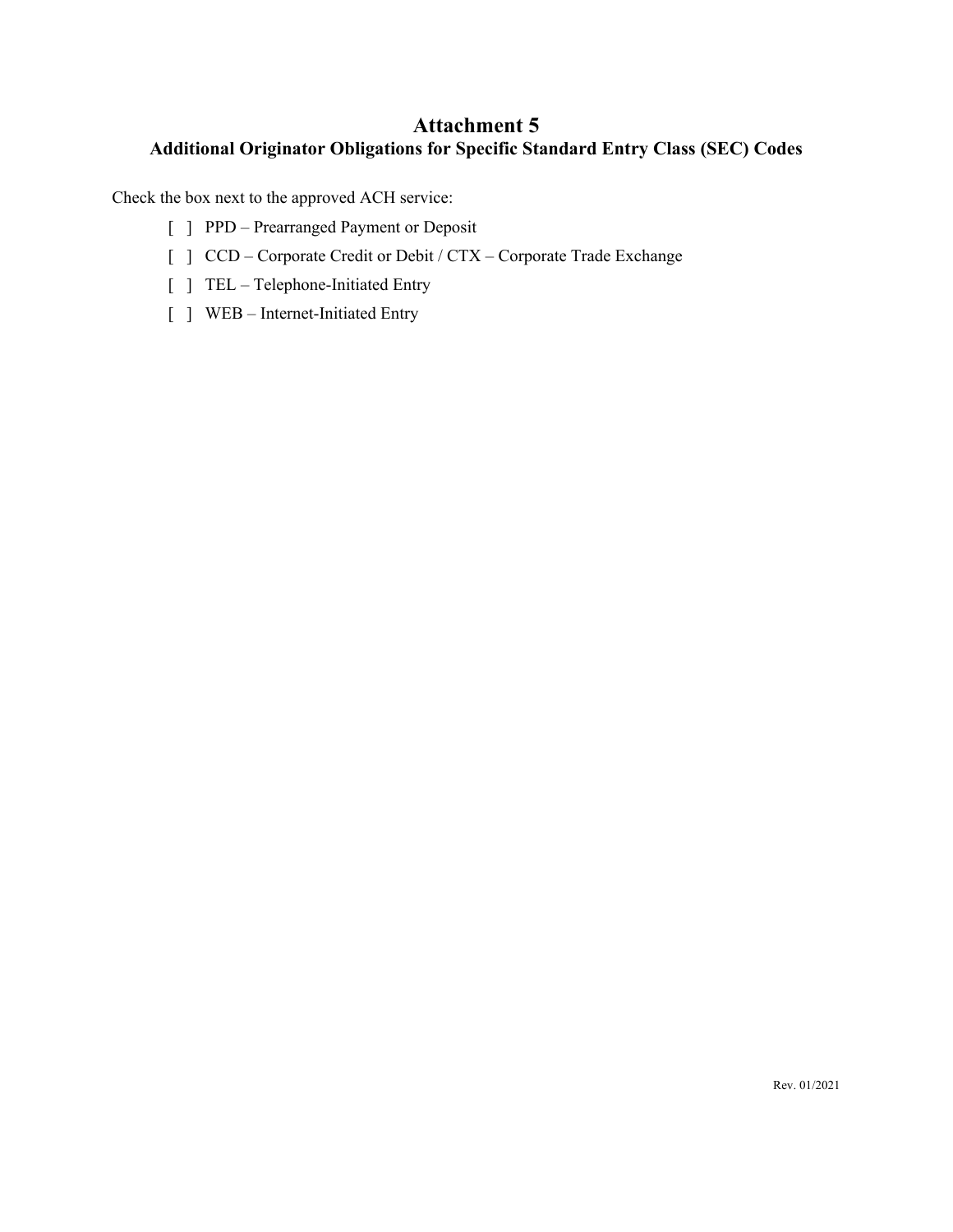# Attachment 5

## Additional Originator Obligations for Specific Standard Entry Class (SEC) Codes

Check the box next to the approved ACH service:

- [ ] PPD – Prearranged Payment or Deposit
- [ ] CCD – Corporate Credit or Debit / CTX – Corporate Trade Exchange
- [ ] TEL – Telephone-Initiated Entry
- [ ] WEB – Internet-Initiated Entry

Rev. 01/2021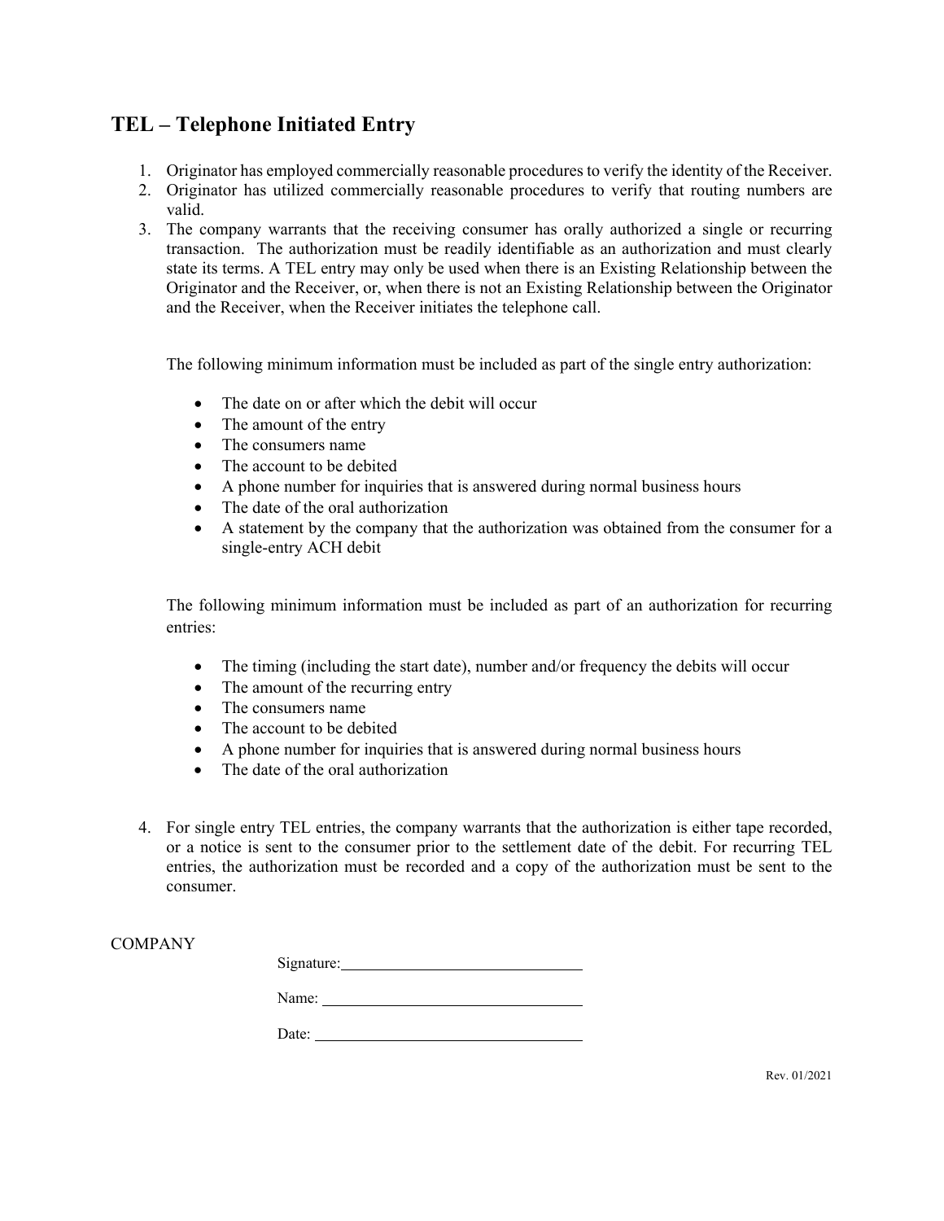## TEL – Telephone Initiated Entry

1. Originator has employed commercially reasonable procedures to verify the identity of the Receiver.
2. Originator has utilized commercially reasonable procedures to verify that routing numbers are valid.
3. The company warrants that the receiving consumer has orally authorized a single or recurring transaction. The authorization must be readily identifiable as an authorization and must clearly state its terms. A TEL entry may only be used when there is an Existing Relationship between the Originator and the Receiver, or, when there is not an Existing Relationship between the Originator and the Receiver, when the Receiver initiates the telephone call.

   The following minimum information must be included as part of the single entry authorization:

   - The date on or after which the debit will occur
   - The amount of the entry
   - The consumers name
   - The account to be debited
   - A phone number for inquiries that is answered during normal business hours
   - The date of the oral authorization
   - A statement by the company that the authorization was obtained from the consumer for a single-entry ACH debit

   The following minimum information must be included as part of an authorization for recurring entries:

   - The timing (including the start date), number and/or frequency the debits will occur
   - The amount of the recurring entry
   - The consumers name
   - The account to be debited
   - A phone number for inquiries that is answered during normal business hours
   - The date of the oral authorization

4. For single entry TEL entries, the company warrants that the authorization is either tape recorded, or a notice is sent to the consumer prior to the settlement date of the debit. For recurring TEL entries, the authorization must be recorded and a copy of the authorization must be sent to the consumer.

COMPANY

Signature: ______________________________

Name: ______________________________

Date: ______________________________

Rev. 01/2021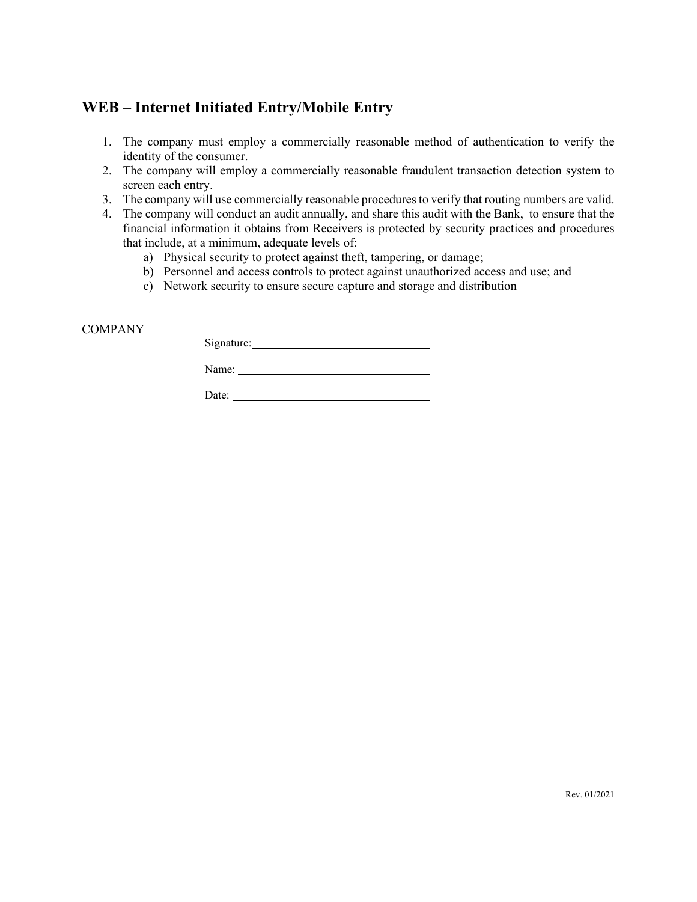## WEB – Internet Initiated Entry/Mobile Entry

1. The company must employ a commercially reasonable method of authentication to verify the identity of the consumer.
2. The company will employ a commercially reasonable fraudulent transaction detection system to screen each entry.
3. The company will use commercially reasonable procedures to verify that routing numbers are valid.
4. The company will conduct an audit annually, and share this audit with the Bank, to ensure that the financial information it obtains from Receivers is protected by security practices and procedures that include, at a minimum, adequate levels of:
   a) Physical security to protect against theft, tampering, or damage;
   b) Personnel and access controls to protect against unauthorized access and use; and
   c) Network security to ensure secure capture and storage and distribution

COMPANY

Signature: ______________________________

Name: ______________________________

Date: ______________________________

Rev. 01/2021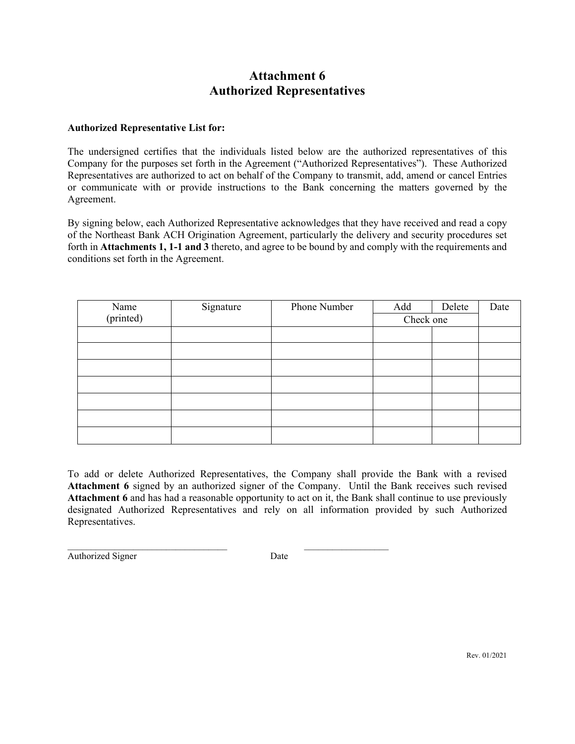# Attachment 6
# Authorized Representatives

**Authorized Representative List for:**

The undersigned certifies that the individuals listed below are the authorized representatives of this Company for the purposes set forth in the Agreement ("Authorized Representatives"). These Authorized Representatives are authorized to act on behalf of the Company to transmit, add, amend or cancel Entries or communicate with or provide instructions to the Bank concerning the matters governed by the Agreement.

By signing below, each Authorized Representative acknowledges that they have received and read a copy of the Northeast Bank ACH Origination Agreement, particularly the delivery and security procedures set forth in **Attachments 1, 1-1 and 3** thereto, and agree to be bound by and comply with the requirements and conditions set forth in the Agreement.

| Name (printed) | Signature | Phone Number | Add | Delete | Date |
|---|---|---|---|---|---|
| | | | Check one | | |
| | | | | | |
| | | | | | |
| | | | | | |
| | | | | | |
| | | | | | |
| | | | | | |
| | | | | | |

To add or delete Authorized Representatives, the Company shall provide the Bank with a revised **Attachment 6** signed by an authorized signer of the Company. Until the Bank receives such revised **Attachment 6** and has had a reasonable opportunity to act on it, the Bank shall continue to use previously designated Authorized Representatives and rely on all information provided by such Authorized Representatives.

_________________________________ &nbsp;&nbsp;&nbsp;&nbsp; _________________

Authorized Signer &nbsp;&nbsp;&nbsp;&nbsp; Date

Rev. 01/2021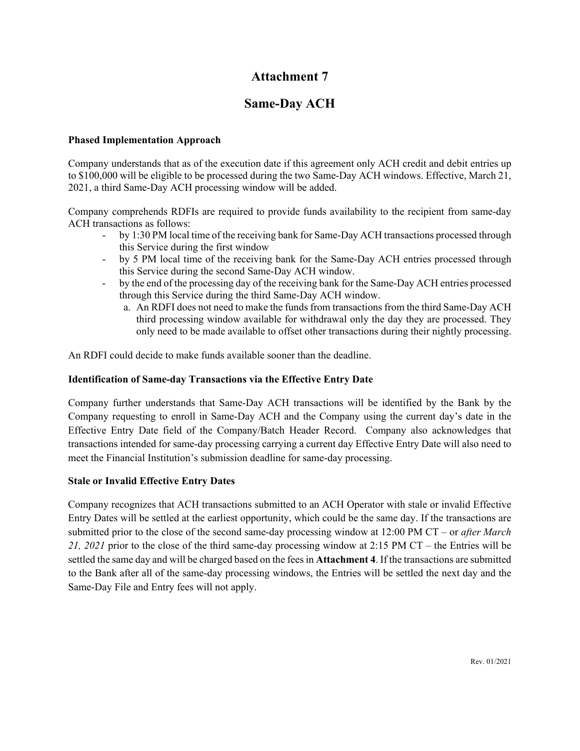# Attachment 7

## Same-Day ACH

**Phased Implementation Approach**

Company understands that as of the execution date if this agreement only ACH credit and debit entries up to $100,000 will be eligible to be processed during the two Same-Day ACH windows. Effective, March 21, 2021, a third Same-Day ACH processing window will be added.

Company comprehends RDFIs are required to provide funds availability to the recipient from same-day ACH transactions as follows:

- by 1:30 PM local time of the receiving bank for Same-Day ACH transactions processed through this Service during the first window
- by 5 PM local time of the receiving bank for the Same-Day ACH entries processed through this Service during the second Same-Day ACH window.
- by the end of the processing day of the receiving bank for the Same-Day ACH entries processed through this Service during the third Same-Day ACH window.
  a. An RDFI does not need to make the funds from transactions from the third Same-Day ACH third processing window available for withdrawal only the day they are processed. They only need to be made available to offset other transactions during their nightly processing.

An RDFI could decide to make funds available sooner than the deadline.

**Identification of Same-day Transactions via the Effective Entry Date**

Company further understands that Same-Day ACH transactions will be identified by the Bank by the Company requesting to enroll in Same-Day ACH and the Company using the current day's date in the Effective Entry Date field of the Company/Batch Header Record. Company also acknowledges that transactions intended for same-day processing carrying a current day Effective Entry Date will also need to meet the Financial Institution's submission deadline for same-day processing.

**Stale or Invalid Effective Entry Dates**

Company recognizes that ACH transactions submitted to an ACH Operator with stale or invalid Effective Entry Dates will be settled at the earliest opportunity, which could be the same day. If the transactions are submitted prior to the close of the second same-day processing window at 12:00 PM CT – or *after March 21, 2021* prior to the close of the third same-day processing window at 2:15 PM CT – the Entries will be settled the same day and will be charged based on the fees in **Attachment 4**. If the transactions are submitted to the Bank after all of the same-day processing windows, the Entries will be settled the next day and the Same-Day File and Entry fees will not apply.

Rev. 01/2021